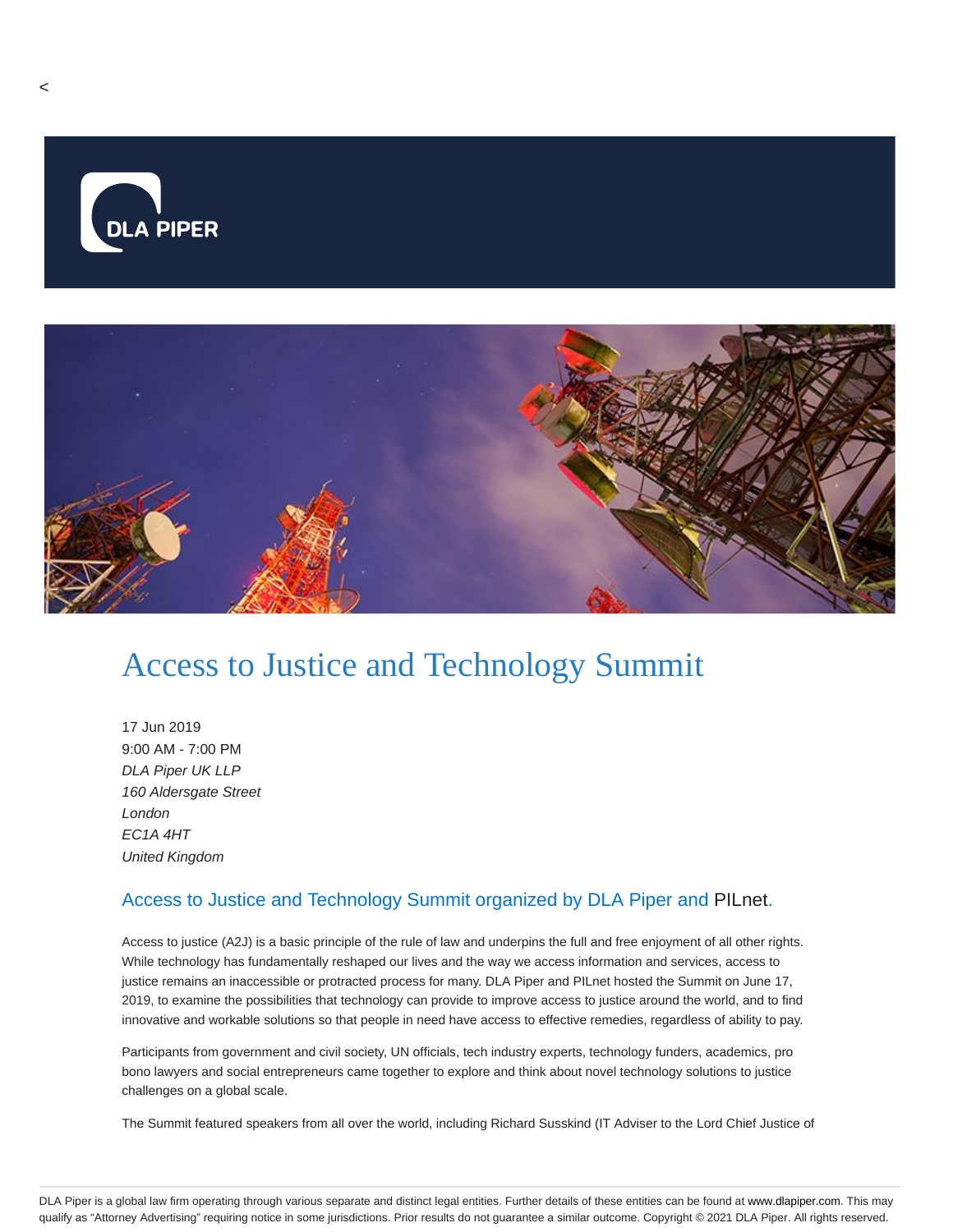<

# Access to Justice and Technology Summit

17 Jun 2019
9:00 AM - 7:00 PM
*DLA Piper UK LLP*
*160 Aldersgate Street*
*London*
*EC1A 4HT*
*United Kingdom*

## Access to Justice and Technology Summit organized by DLA Piper and PILnet.

Access to justice (A2J) is a basic principle of the rule of law and underpins the full and free enjoyment of all other rights. While technology has fundamentally reshaped our lives and the way we access information and services, access to justice remains an inaccessible or protracted process for many. DLA Piper and PILnet hosted the Summit on June 17, 2019, to examine the possibilities that technology can provide to improve access to justice around the world, and to find innovative and workable solutions so that people in need have access to effective remedies, regardless of ability to pay.

Participants from government and civil society, UN officials, tech industry experts, technology funders, academics, pro bono lawyers and social entrepreneurs came together to explore and think about novel technology solutions to justice challenges on a global scale.

The Summit featured speakers from all over the world, including Richard Susskind (IT Adviser to the Lord Chief Justice of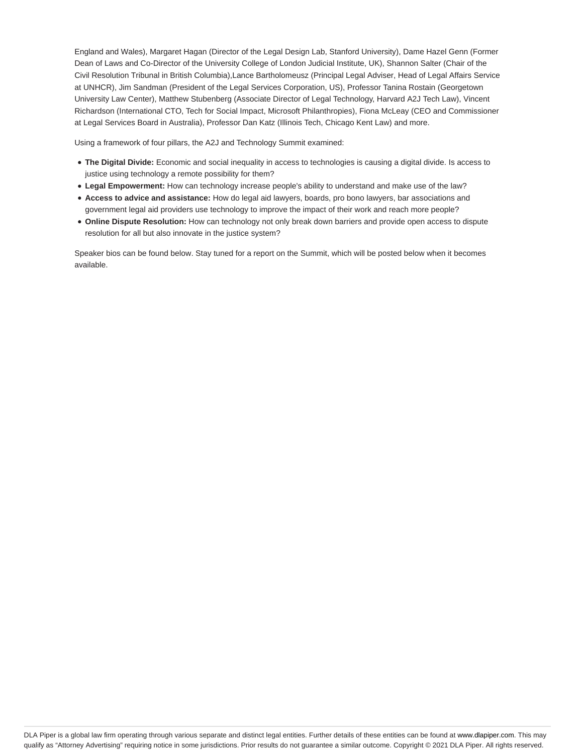England and Wales), Margaret Hagan (Director of the Legal Design Lab, Stanford University), Dame Hazel Genn (Former Dean of Laws and Co-Director of the University College of London Judicial Institute, UK), Shannon Salter (Chair of the Civil Resolution Tribunal in British Columbia),Lance Bartholomeusz (Principal Legal Adviser, Head of Legal Affairs Service at UNHCR), Jim Sandman (President of the Legal Services Corporation, US), Professor Tanina Rostain (Georgetown University Law Center), Matthew Stubenberg (Associate Director of Legal Technology, Harvard A2J Tech Law), Vincent Richardson (International CTO, Tech for Social Impact, Microsoft Philanthropies), Fiona McLeay (CEO and Commissioner at Legal Services Board in Australia), Professor Dan Katz (Illinois Tech, Chicago Kent Law) and more.

Using a framework of four pillars, the A2J and Technology Summit examined:

- **The Digital Divide:** Economic and social inequality in access to technologies is causing a digital divide. Is access to justice using technology a remote possibility for them?
- **Legal Empowerment:** How can technology increase people's ability to understand and make use of the law?
- **Access to advice and assistance:** How do legal aid lawyers, boards, pro bono lawyers, bar associations and government legal aid providers use technology to improve the impact of their work and reach more people?
- **Online Dispute Resolution:** How can technology not only break down barriers and provide open access to dispute resolution for all but also innovate in the justice system?

Speaker bios can be found below. Stay tuned for a report on the Summit, which will be posted below when it becomes available.

DLA Piper is a global law firm operating through various separate and distinct legal entities. Further details of these entities can be found at www.dlapiper.com. This may qualify as "Attorney Advertising" requiring notice in some jurisdictions. Prior results do not guarantee a similar outcome. Copyright © 2021 DLA Piper. All rights reserved.